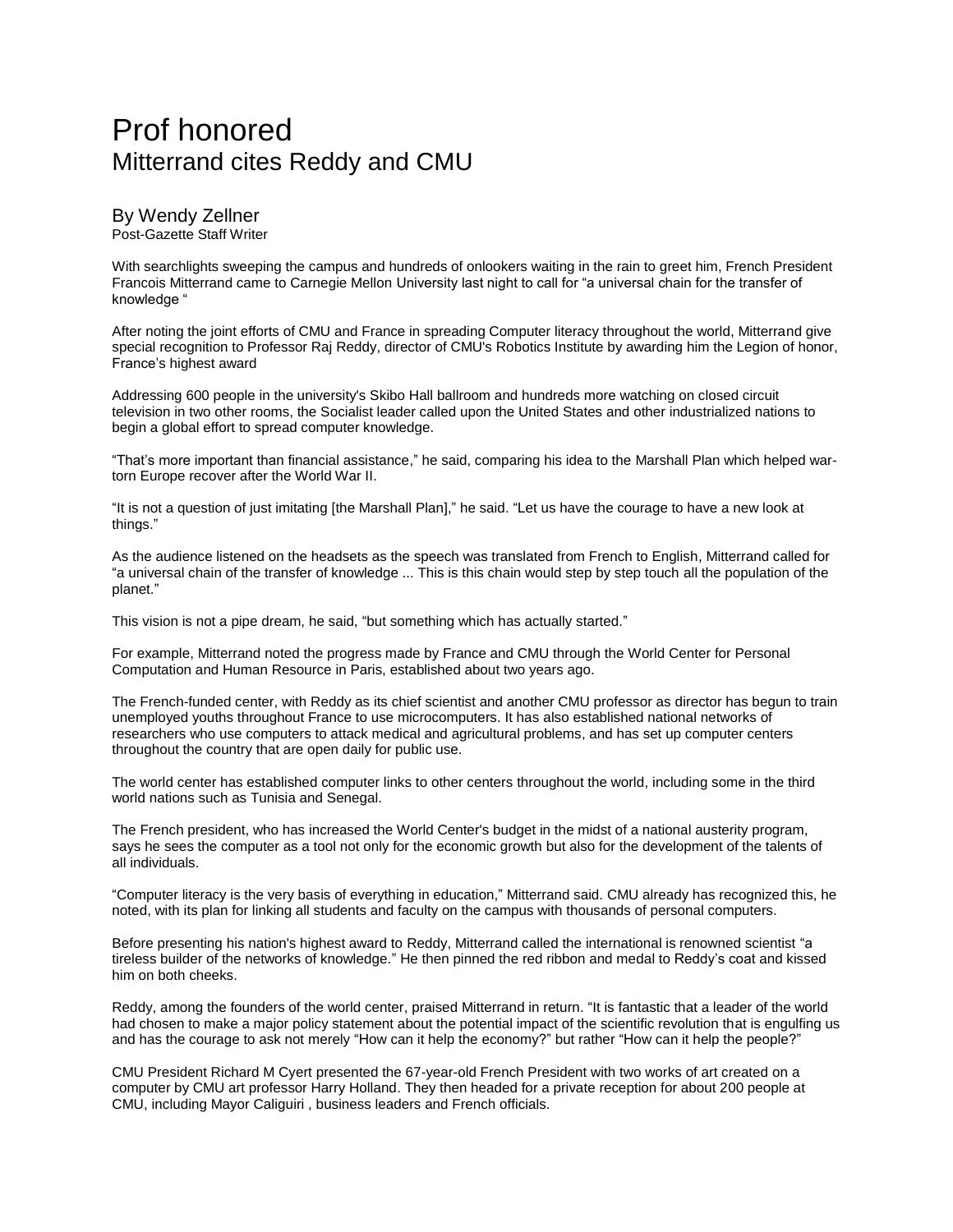# Prof honored

## Mitterrand cites Reddy and CMU

### By Wendy Zellner

Post-Gazette Staff Writer

With searchlights sweeping the campus and hundreds of onlookers waiting in the rain to greet him, French President Francois Mitterrand came to Carnegie Mellon University last night to call for "a universal chain for the transfer of knowledge "

After noting the joint efforts of CMU and France in spreading Computer literacy throughout the world, Mitterrand give special recognition to Professor Raj Reddy, director of CMU's Robotics Institute by awarding him the Legion of honor, France's highest award

Addressing 600 people in the university's Skibo Hall ballroom and hundreds more watching on closed circuit television in two other rooms, the Socialist leader called upon the United States and other industrialized nations to begin a global effort to spread computer knowledge.

"That's more important than financial assistance," he said, comparing his idea to the Marshall Plan which helped war-torn Europe recover after the World War II.

"It is not a question of just imitating [the Marshall Plan]," he said. "Let us have the courage to have a new look at things."

As the audience listened on the headsets as the speech was translated from French to English, Mitterrand called for "a universal chain of the transfer of knowledge ... This is this chain would step by step touch all the population of the planet."

This vision is not a pipe dream, he said, "but something which has actually started."

For example, Mitterrand noted the progress made by France and CMU through the World Center for Personal Computation and Human Resource in Paris, established about two years ago.

The French-funded center, with Reddy as its chief scientist and another CMU professor as director has begun to train unemployed youths throughout France to use microcomputers. It has also established national networks of researchers who use computers to attack medical and agricultural problems, and has set up computer centers throughout the country that are open daily for public use.

The world center has established computer links to other centers throughout the world, including some in the third world nations such as Tunisia and Senegal.

The French president, who has increased the World Center's budget in the midst of a national austerity program, says he sees the computer as a tool not only for the economic growth but also for the development of the talents of all individuals.

"Computer literacy is the very basis of everything in education," Mitterrand said. CMU already has recognized this, he noted, with its plan for linking all students and faculty on the campus with thousands of personal computers.

Before presenting his nation's highest award to Reddy, Mitterrand called the international is renowned scientist "a tireless builder of the networks of knowledge." He then pinned the red ribbon and medal to Reddy's coat and kissed him on both cheeks.

Reddy, among the founders of the world center, praised Mitterrand in return. "It is fantastic that a leader of the world had chosen to make a major policy statement about the potential impact of the scientific revolution that is engulfing us and has the courage to ask not merely "How can it help the economy?" but rather "How can it help the people?"

CMU President Richard M Cyert presented the 67-year-old French President with two works of art created on a computer by CMU art professor Harry Holland. They then headed for a private reception for about 200 people at CMU, including Mayor Caliguiri , business leaders and French officials.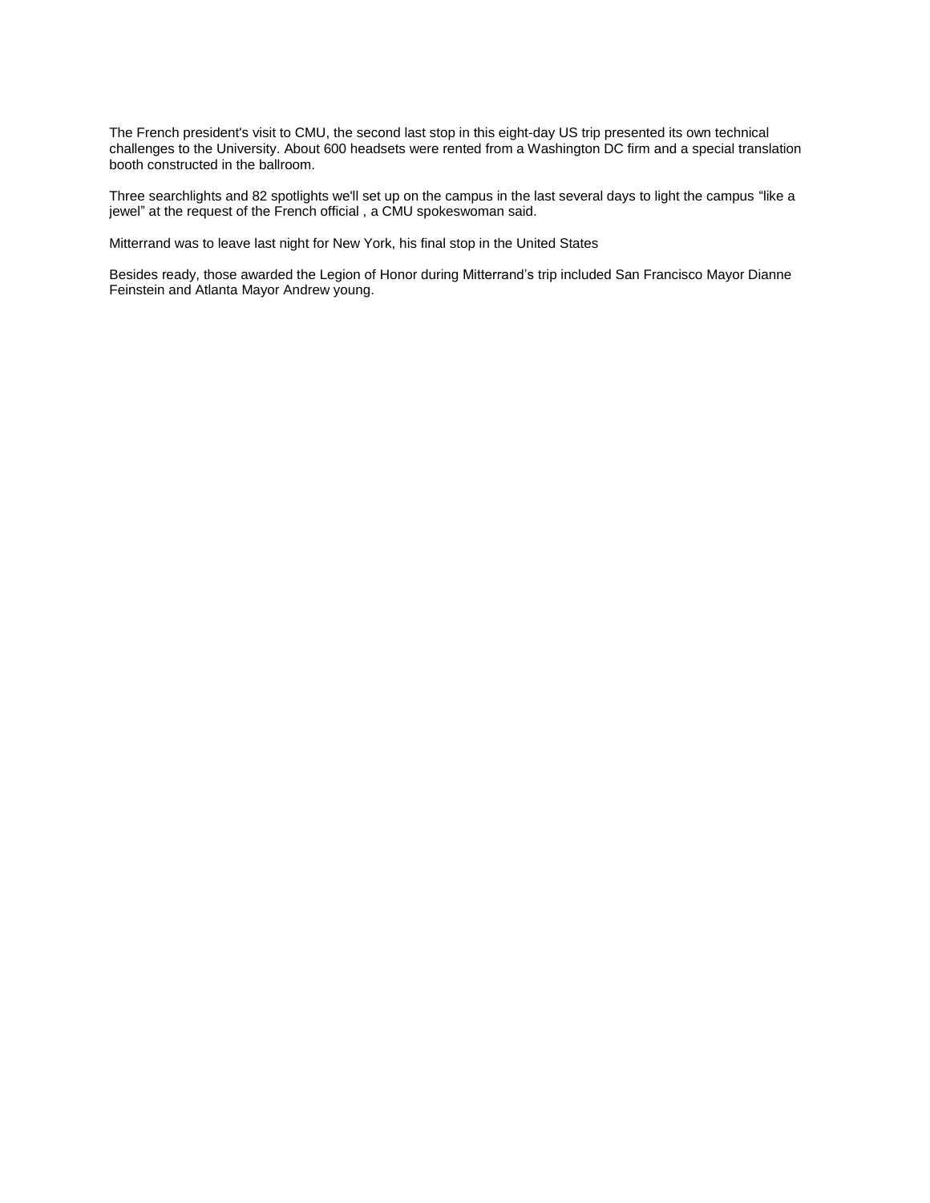The French president's visit to CMU, the second last stop in this eight-day US trip presented its own technical challenges to the University. About 600 headsets were rented from a Washington DC firm and a special translation booth constructed in the ballroom.

Three searchlights and 82 spotlights we'll set up on the campus in the last several days to light the campus "like a jewel" at the request of the French official , a CMU spokeswoman said.

Mitterrand was to leave last night for New York, his final stop in the United States

Besides ready, those awarded the Legion of Honor during Mitterrand's trip included San Francisco Mayor Dianne Feinstein and Atlanta Mayor Andrew young.